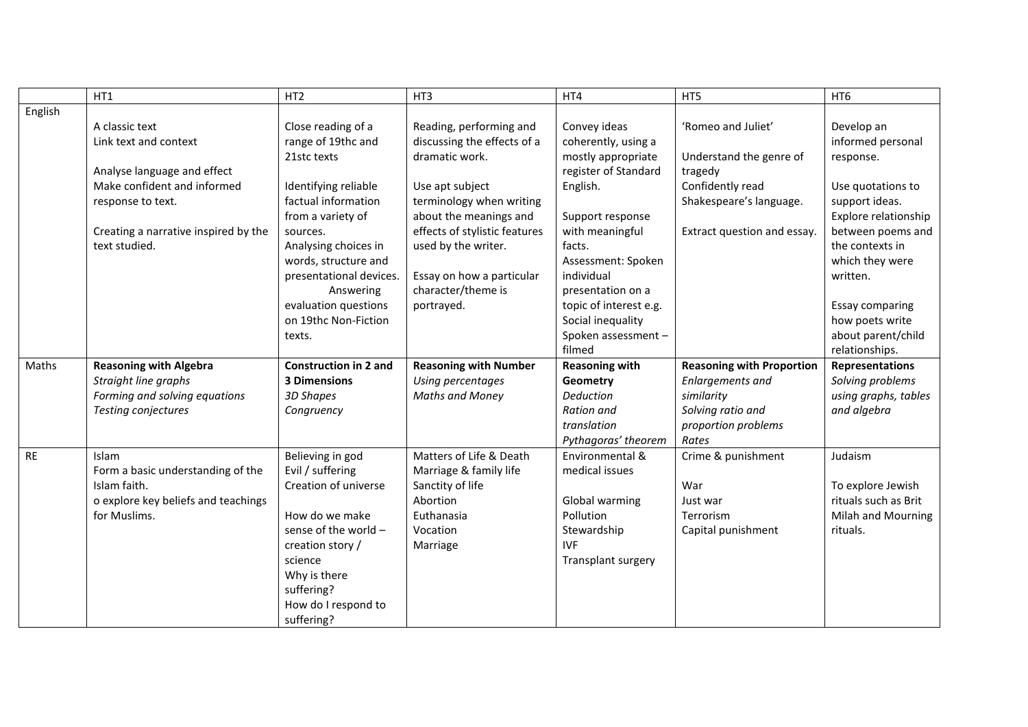| | HT1 | HT2 | HT3 | HT4 | HT5 | HT6 |
|---|---|---|---|---|---|---|
| English | A classic text<br>Link text and context<br><br>Analyse language and effect<br>Make confident and informed response to text.<br><br>Creating a narrative inspired by the text studied. | Close reading of a range of 19thc and 21stc texts<br><br>Identifying reliable factual information from a variety of sources.<br>Analysing choices in words, structure and presentational devices.<br>Answering evaluation questions on 19thc Non-Fiction texts. | Reading, performing and discussing the effects of a dramatic work.<br><br>Use apt subject terminology when writing about the meanings and effects of stylistic features used by the writer.<br><br>Essay on how a particular character/theme is portrayed. | Convey ideas coherently, using a mostly appropriate register of Standard English.<br><br>Support response with meaningful facts.<br>Assessment: Spoken individual presentation on a topic of interest e.g. Social inequality<br>Spoken assessment – filmed | 'Romeo and Juliet'<br><br>Understand the genre of tragedy<br>Confidently read Shakespeare's language.<br><br>Extract question and essay. | Develop an informed personal response.<br><br>Use quotations to support ideas.<br>Explore relationship between poems and the contexts in which they were written.<br><br>Essay comparing how poets write about parent/child relationships. |
| Maths | **Reasoning with Algebra**<br>*Straight line graphs*<br>*Forming and solving equations*<br>*Testing conjectures* | **Construction in 2 and 3 Dimensions**<br>*3D Shapes*<br>*Congruency* | **Reasoning with Number**<br>*Using percentages*<br>*Maths and Money* | **Reasoning with Geometry**<br>*Deduction*<br>*Ration and translation*<br>*Pythagoras' theorem* | **Reasoning with Proportion**<br>*Enlargements and similarity*<br>*Solving ratio and proportion problems*<br>*Rates* | **Representations**<br>*Solving problems using graphs, tables and algebra* |
| RE | Islam<br>Form a basic understanding of the Islam faith.<br>o explore key beliefs and teachings for Muslims. | Believing in god<br>Evil / suffering<br>Creation of universe<br><br>How do we make sense of the world – creation story / science<br>Why is there suffering?<br>How do I respond to suffering? | Matters of Life & Death<br>Marriage & family life<br>Sanctity of life<br>Abortion<br>Euthanasia<br>Vocation<br>Marriage | Environmental & medical issues<br><br>Global warming<br>Pollution<br>Stewardship<br>IVF<br>Transplant surgery | Crime & punishment<br><br>War<br>Just war<br>Terrorism<br>Capital punishment | Judaism<br><br>To explore Jewish rituals such as Brit Milah and Mourning rituals. |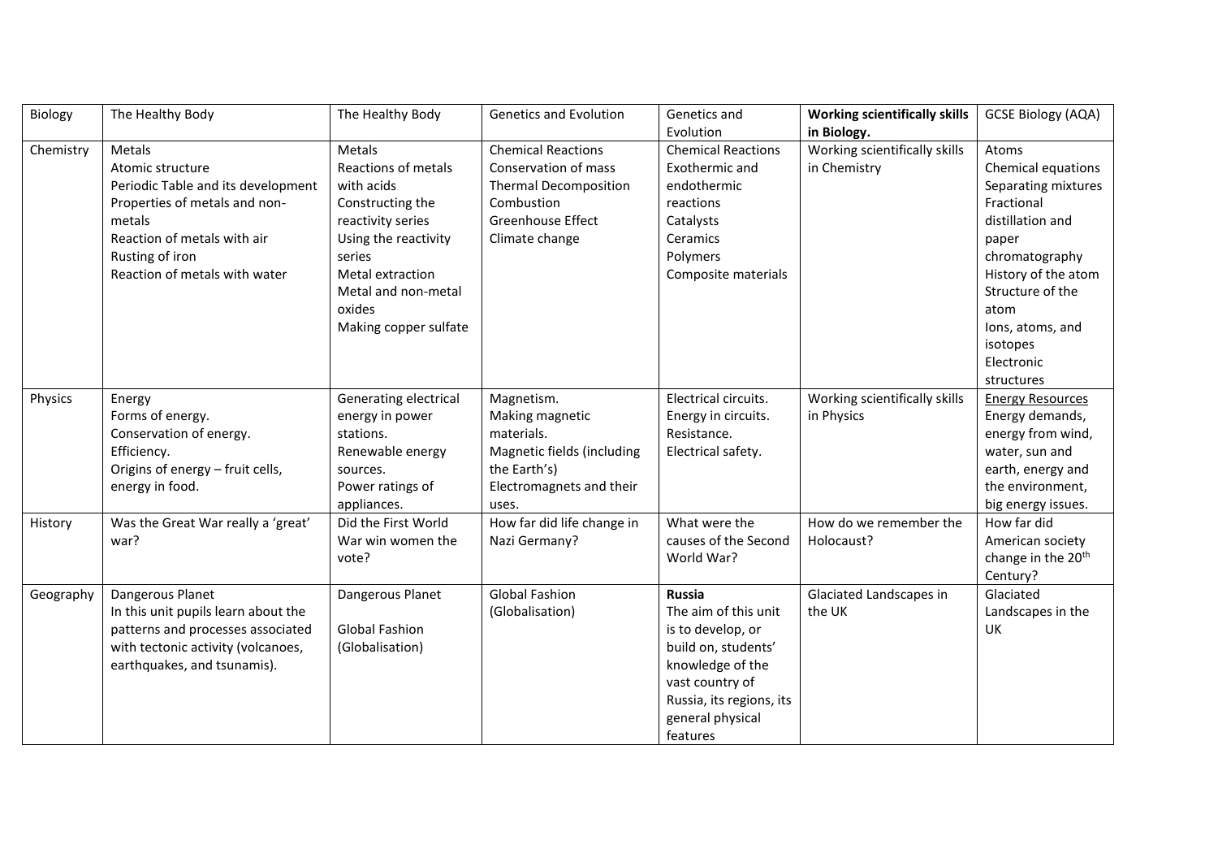| Biology | The Healthy Body | The Healthy Body | Genetics and Evolution | Genetics and Evolution | **Working scientifically skills in Biology.** | GCSE Biology (AQA) |
|---|---|---|---|---|---|---|
| Chemistry | Metals<br>Atomic structure<br>Periodic Table and its development<br>Properties of metals and non-metals<br>Reaction of metals with air<br>Rusting of iron<br>Reaction of metals with water | Metals<br>Reactions of metals with acids<br>Constructing the reactivity series<br>Using the reactivity series<br>Metal extraction<br>Metal and non-metal oxides<br>Making copper sulfate | Chemical Reactions<br>Conservation of mass<br>Thermal Decomposition<br>Combustion<br>Greenhouse Effect<br>Climate change | Chemical Reactions<br>Exothermic and endothermic reactions<br>Catalysts<br>Ceramics<br>Polymers<br>Composite materials | Working scientifically skills in Chemistry | Atoms<br>Chemical equations<br>Separating mixtures<br>Fractional distillation and paper chromatography<br>History of the atom<br>Structure of the atom<br>Ions, atoms, and isotopes<br>Electronic structures |
| Physics | Energy<br>Forms of energy.<br>Conservation of energy.<br>Efficiency.<br>Origins of energy – fruit cells, energy in food. | Generating electrical energy in power stations.<br>Renewable energy sources.<br>Power ratings of appliances. | Magnetism.<br>Making magnetic materials.<br>Magnetic fields (including the Earth's)<br>Electromagnets and their uses. | Electrical circuits.<br>Energy in circuits.<br>Resistance.<br>Electrical safety. | Working scientifically skills in Physics | Energy Resources<br>Energy demands, energy from wind, water, sun and earth, energy and the environment, big energy issues. |
| History | Was the Great War really a 'great' war? | Did the First World War win women the vote? | How far did life change in Nazi Germany? | What were the causes of the Second World War? | How do we remember the Holocaust? | How far did American society change in the 20th Century? |
| Geography | Dangerous Planet<br>In this unit pupils learn about the patterns and processes associated with tectonic activity (volcanoes, earthquakes, and tsunamis). | Dangerous Planet<br><br>Global Fashion (Globalisation) | Global Fashion (Globalisation) | **Russia**<br>The aim of this unit is to develop, or build on, students' knowledge of the vast country of Russia, its regions, its general physical features | Glaciated Landscapes in the UK | Glaciated Landscapes in the UK |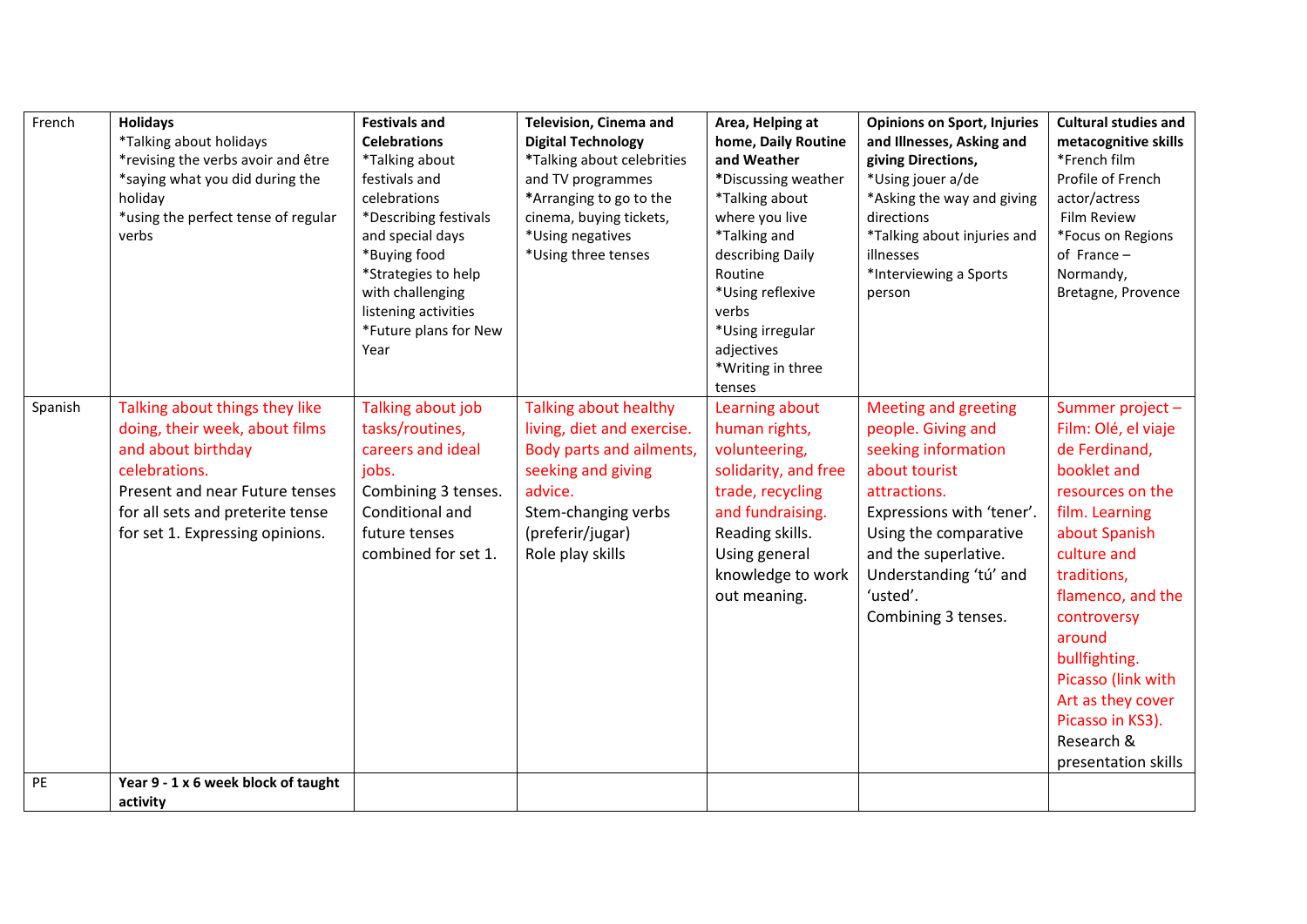| French | **Holidays**<br>*Talking about holidays<br>*revising the verbs avoir and être<br>*saying what you did during the holiday<br>*using the perfect tense of regular verbs | **Festivals and Celebrations**<br>*Talking about festivals and celebrations<br>*Describing festivals and special days<br>*Buying food<br>*Strategies to help with challenging listening activities<br>*Future plans for New Year | **Television, Cinema and Digital Technology**<br>***Talking about celebrities and TV programmes<br>***Arranging to go to the cinema, buying tickets,<br>*Using negatives<br>*Using three tenses | **Area, Helping at home, Daily Routine and Weather**<br>***Discussing weather<br>*Talking about where you live<br>*Talking and describing Daily Routine<br>*Using reflexive verbs<br>*Using irregular adjectives<br>*Writing in three tenses | **Opinions on Sport, Injuries and Illnesses, Asking and giving Directions,**<br>*Using jouer a/de<br>*Asking the way and giving directions<br>*Talking about injuries and illnesses<br>*Interviewing a Sports person | **Cultural studies and metacognitive skills**<br>*French film Profile of French actor/actress<br>Film Review<br>*Focus on Regions of France – Normandy, Bretagne, Provence |
|---|---|---|---|---|---|---|
| Spanish | Talking about things they like doing, their week, about films and about birthday celebrations.<br>Present and near Future tenses for all sets and preterite tense for set 1. Expressing opinions. | Talking about job tasks/routines, careers and ideal jobs.<br>Combining 3 tenses. Conditional and future tenses combined for set 1. | Talking about healthy living, diet and exercise. Body parts and ailments, seeking and giving advice.<br>Stem-changing verbs (preferir/jugar)<br>Role play skills | Learning about human rights, volunteering, solidarity, and free trade, recycling and fundraising.<br>Reading skills.<br>Using general knowledge to work out meaning. | Meeting and greeting people. Giving and seeking information about tourist attractions.<br>Expressions with 'tener'.<br>Using the comparative and the superlative.<br>Understanding 'tú' and 'usted'.<br>Combining 3 tenses. | Summer project – Film: Olé, el viaje de Ferdinand, booklet and resources on the film. Learning about Spanish culture and traditions, flamenco, and the controversy around bullfighting. Picasso (link with Art as they cover Picasso in KS3).<br>Research & presentation skills |
| PE | **Year 9 - 1 x 6 week block of taught activity** | | | | | |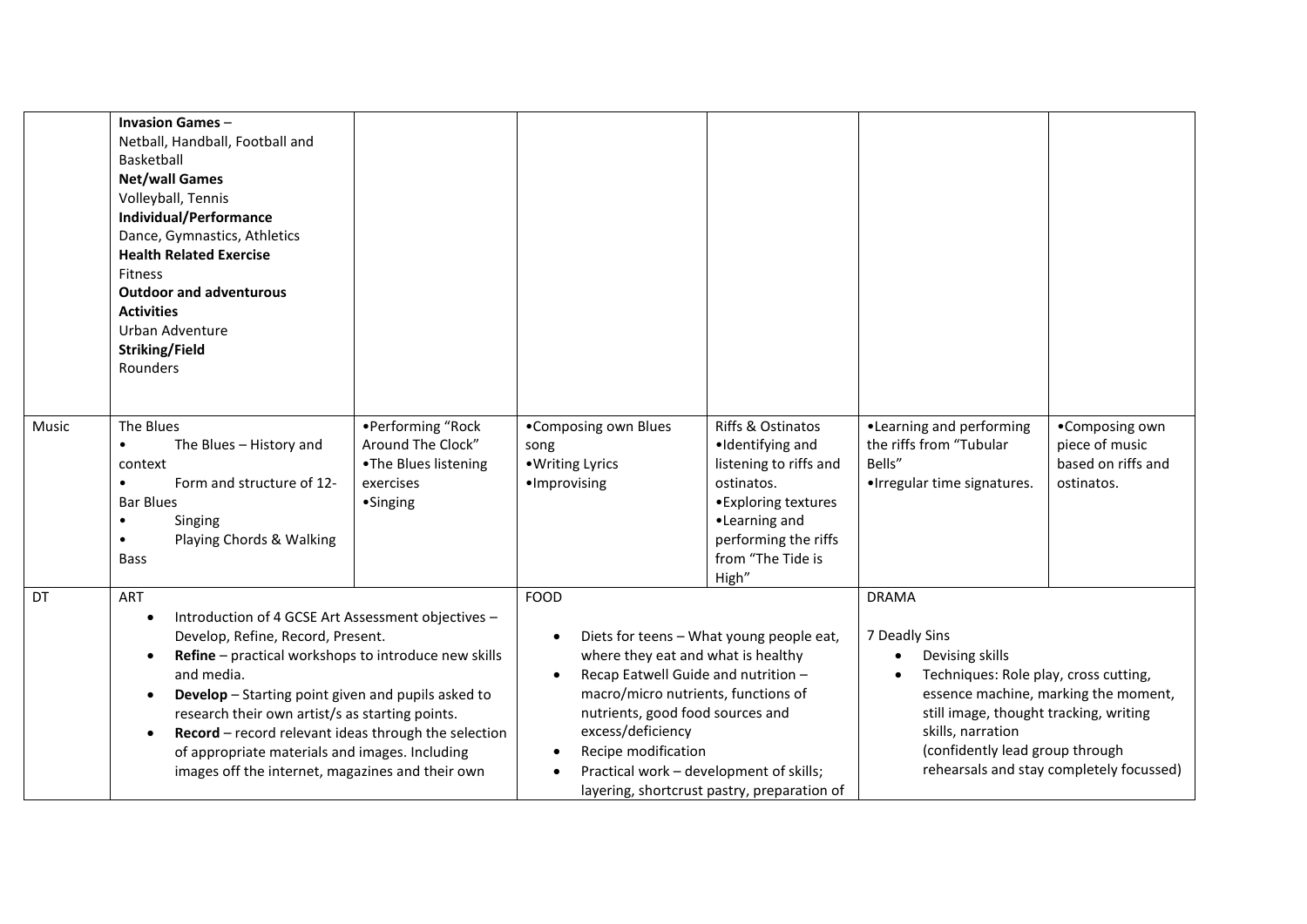| | | | | | | |
|---|---|---|---|---|---|---|
| | **Invasion Games** – Netball, Handball, Football and Basketball<br>**Net/wall Games**<br>Volleyball, Tennis<br>**Individual/Performance**<br>Dance, Gymnastics, Athletics<br>**Health Related Exercise**<br>Fitness<br>**Outdoor and adventurous Activities**<br>Urban Adventure<br>**Striking/Field**<br>Rounders | | | | | |
| Music | The Blues<br>• The Blues – History and context<br>• Form and structure of 12-Bar Blues<br>• Singing<br>• Playing Chords & Walking Bass | •Performing "Rock Around The Clock"<br>•The Blues listening exercises<br>•Singing | •Composing own Blues song<br>•Writing Lyrics<br>•Improvising | Riffs & Ostinatos<br>•Identifying and listening to riffs and ostinatos.<br>•Exploring textures<br>•Learning and performing the riffs from "The Tide is High" | •Learning and performing the riffs from "Tubular Bells"<br>•Irregular time signatures. | •Composing own piece of music based on riffs and ostinatos. |
| DT | ART<br>• Introduction of 4 GCSE Art Assessment objectives – Develop, Refine, Record, Present.<br>• **Refine** – practical workshops to introduce new skills and media.<br>• **Develop** – Starting point given and pupils asked to research their own artist/s as starting points.<br>• **Record** – record relevant ideas through the selection of appropriate materials and images. Including images off the internet, magazines and their own | | FOOD<br>• Diets for teens – What young people eat, where they eat and what is healthy<br>• Recap Eatwell Guide and nutrition – macro/micro nutrients, functions of nutrients, good food sources and excess/deficiency<br>• Recipe modification<br>• Practical work – development of skills; layering, shortcrust pastry, preparation of | | DRAMA<br>7 Deadly Sins<br>• Devising skills<br>• Techniques: Role play, cross cutting, essence machine, marking the moment, still image, thought tracking, writing skills, narration<br>(confidently lead group through rehearsals and stay completely focussed) | |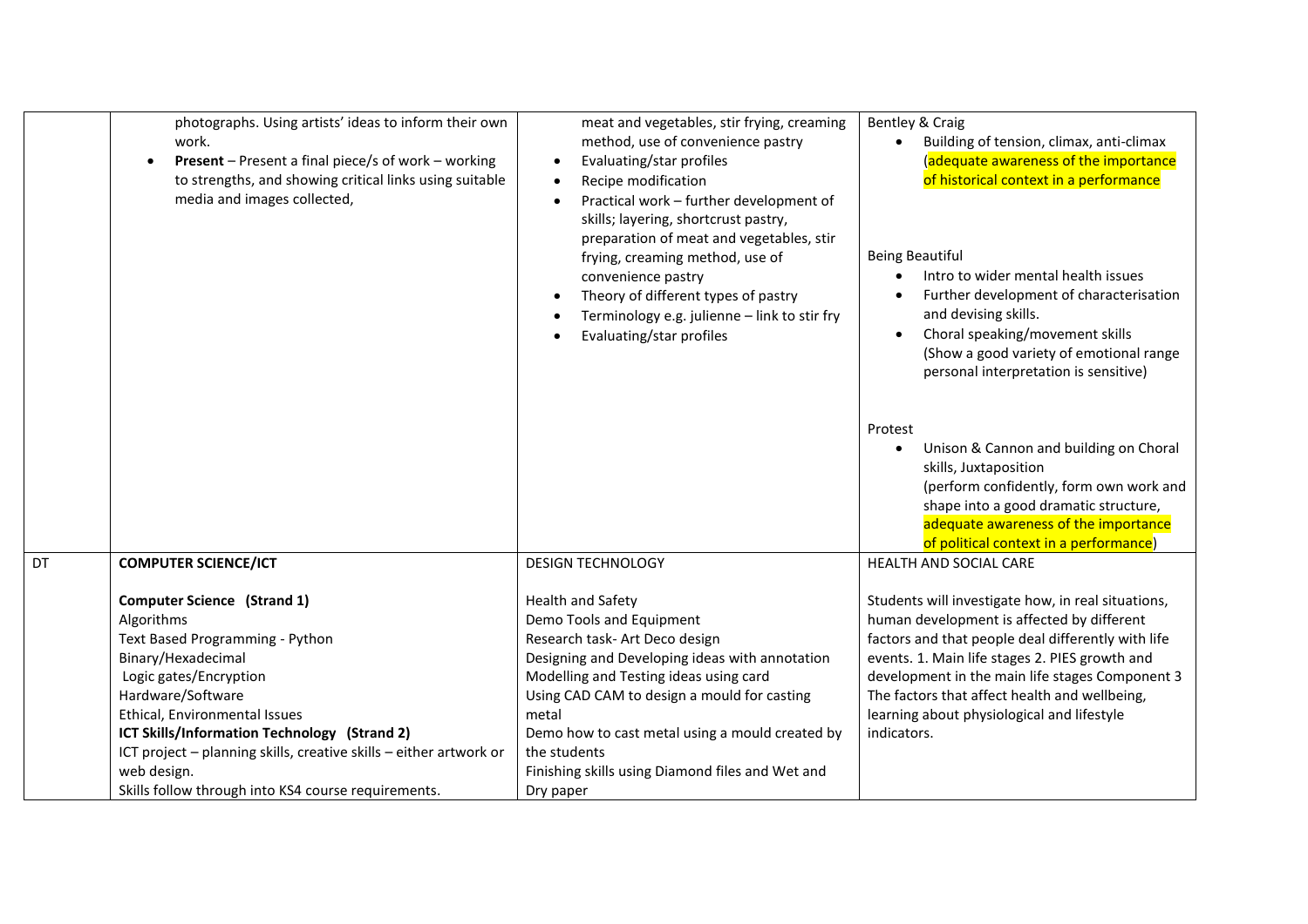| | | | |
|---|---|---|---|
| | photographs. Using artists' ideas to inform their own work.<br>• **Present** – Present a final piece/s of work – working to strengths, and showing critical links using suitable media and images collected, | meat and vegetables, stir frying, creaming method, use of convenience pastry<br>• Evaluating/star profiles<br>• Recipe modification<br>• Practical work – further development of skills; layering, shortcrust pastry, preparation of meat and vegetables, stir frying, creaming method, use of convenience pastry<br>• Theory of different types of pastry<br>• Terminology e.g. julienne – link to stir fry<br>• Evaluating/star profiles | Bentley & Craig<br>• Building of tension, climax, anti-climax (adequate awareness of the importance of historical context in a performance<br><br>Being Beautiful<br>• Intro to wider mental health issues<br>• Further development of characterisation and devising skills.<br>• Choral speaking/movement skills (Show a good variety of emotional range personal interpretation is sensitive)<br><br>Protest<br>• Unison & Cannon and building on Choral skills, Juxtaposition (perform confidently, form own work and shape into a good dramatic structure, adequate awareness of the importance of political context in a performance) |
| DT | **COMPUTER SCIENCE/ICT**<br><br>**Computer Science (Strand 1)**<br>Algorithms<br>Text Based Programming - Python<br>Binary/Hexadecimal<br>Logic gates/Encryption<br>Hardware/Software<br>Ethical, Environmental Issues<br>**ICT Skills/Information Technology (Strand 2)**<br>ICT project – planning skills, creative skills – either artwork or web design.<br>Skills follow through into KS4 course requirements. | DESIGN TECHNOLOGY<br><br>Health and Safety<br>Demo Tools and Equipment<br>Research task- Art Deco design<br>Designing and Developing ideas with annotation<br>Modelling and Testing ideas using card<br>Using CAD CAM to design a mould for casting metal<br>Demo how to cast metal using a mould created by the students<br>Finishing skills using Diamond files and Wet and Dry paper | HEALTH AND SOCIAL CARE<br><br>Students will investigate how, in real situations, human development is affected by different factors and that people deal differently with life events. 1. Main life stages 2. PIES growth and development in the main life stages Component 3 The factors that affect health and wellbeing, learning about physiological and lifestyle indicators. |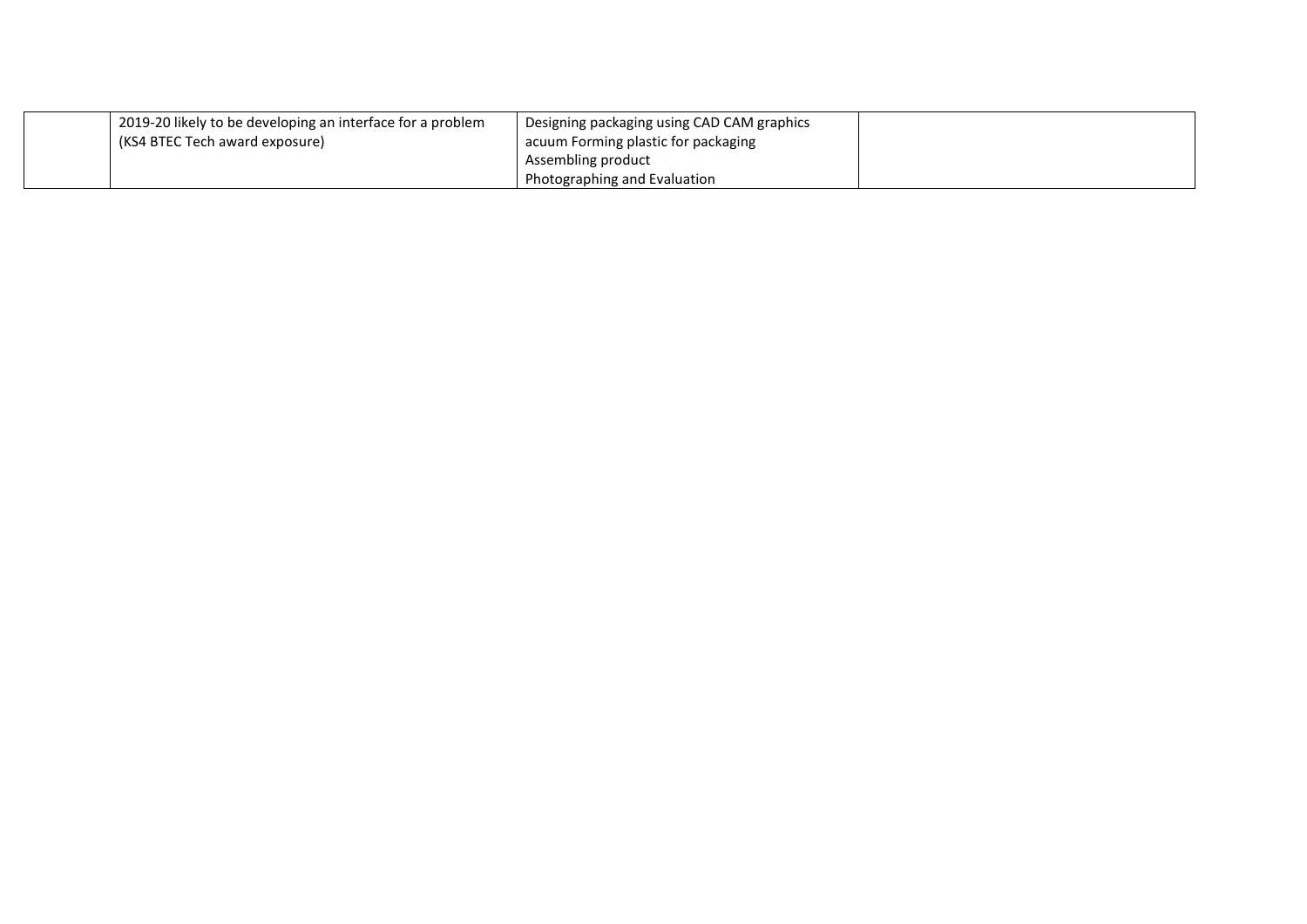| | | | |
|---|---|---|---|
| | 2019-20 likely to be developing an interface for a problem<br>(KS4 BTEC Tech award exposure) | Designing packaging using CAD CAM graphics<br>acuum Forming plastic for packaging<br>Assembling product<br>Photographing and Evaluation | |